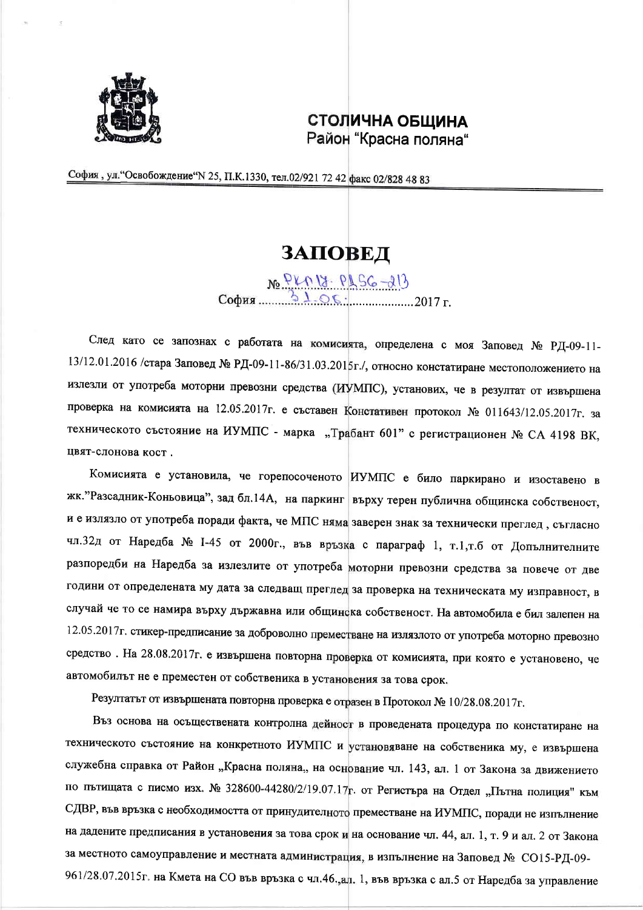**СТОЛИЧНА ОБЩИНА**
Район "Красна поляна"

София , ул."Освобождение"N 25, П.К.1330, тел.02/921 72 42 факс 02/828 48 83

# ЗАПОВЕД

№ РКП18-РД56-213
София 31.08. 2017 г.

След като се запознах с работата на комисията, определена с моя Заповед № РД-09-11-13/12.01.2016 /стара Заповед № РД-09-11-86/31.03.2015г./, относно констатиране местоположението на излезли от употреба моторни превозни средства (ИУМПС), установих, че в резултат от извършена проверка на комисията на 12.05.2017г. е съставен Констативен протокол № 011643/12.05.2017г. за техническото състояние на ИУМПС - марка „Трабант 601" с регистрационен № СА 4198 ВК, цвят-слонова кост .

Комисията е установила, че горепосоченото ИУМПС е било паркирано и изоставено в жк."Разсадник-Коньовица", зад бл.14А, на паркинг върху терен публична общинска собственост, и е излязло от употреба поради факта, че МПС няма заверен знак за технически преглед , съгласно чл.32д от Наредба № I-45 от 2000г., във връзка с параграф 1, т.1,т.б от Допълнителните разпоредби на Наредба за излезлите от употреба моторни превозни средства за повече от две години от определената му дата за следващ преглед за проверка на техническата му изправност, в случай че то се намира върху държавна или общинска собственост. На автомобила е бил залепен на 12.05.2017г. стикер-предписание за доброволно преместване на излязлото от употреба моторно превозно средство . На 28.08.2017г. е извършена повторна проверка от комисията, при която е установено, че автомобилът не е преместен от собственика в установения за това срок.

Резултатът от извършената повторна проверка е отразен в Протокол № 10/28.08.2017г.

Въз основа на осъществената контролна дейност в проведената процедура по констатиране на техническото състояние на конкретното ИУМПС и установяване на собственика му, е извършена служебна справка от Район „Красна поляна„ на основание чл. 143, ал. 1 от Закона за движението по пътищата с писмо изх. № 328600-44280/2/19.07.17г. от Регистъра на Отдел „Пътна полиция" към СДВР, във връзка с необходимостта от принудителното преместване на ИУМПС, поради не изпълнение на дадените предписания в установения за това срок и на основание чл. 44, ал. 1, т. 9 и ал. 2 от Закона за местното самоуправление и местната администрация, в изпълнение на Заповед № СО15-РД-09-961/28.07.2015г. на Кмета на СО във връзка с чл.46.,ал. 1, във връзка с ал.5 от Наредба за управление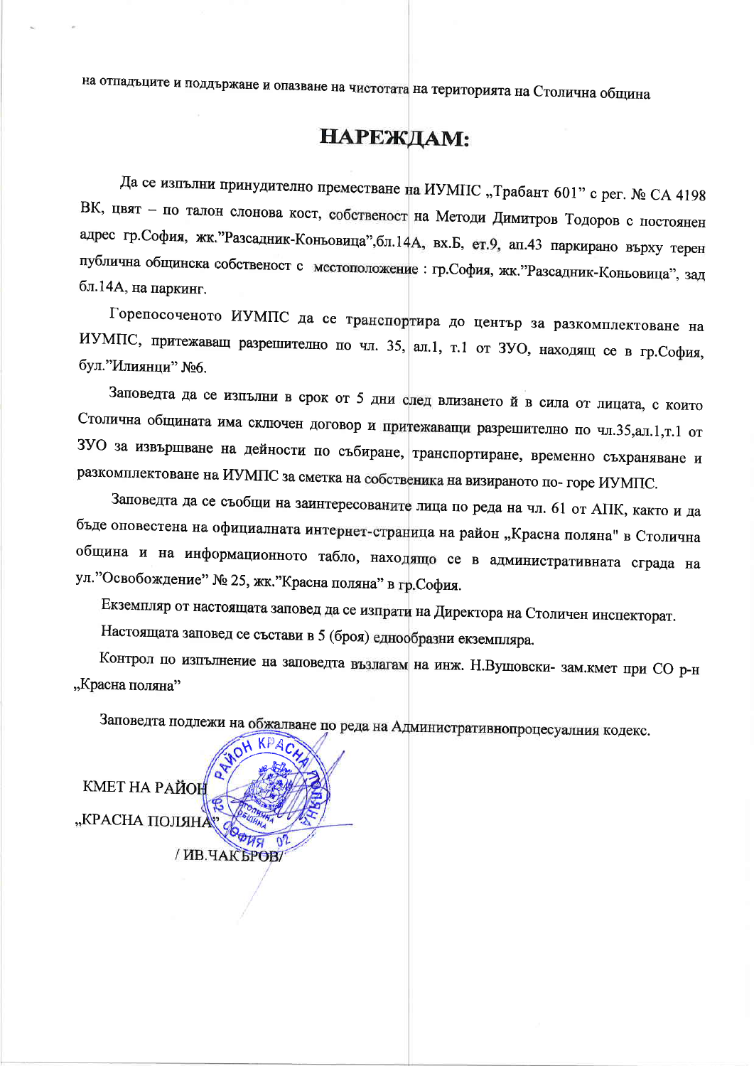на отпадъците и поддържане и опазване на чистотата на територията на Столична община

# НАРЕЖДАМ:

Да се изпълни принудително преместване на ИУМПС „Трабант 601" с рег. № СА 4198 ВК, цвят – по талон слонова кост, собственост на Методи Димитров Тодоров с постоянен адрес гр.София, жк."Разсадник-Коньовица",бл.14А, вх.Б, ет.9, ап.43 паркирано върху терен публична общинска собственост с местоположение : гр.София, жк."Разсадник-Коньовица", зад бл.14А, на паркинг.

Горепосоченото ИУМПС да се транспортира до център за разкомплектоване на ИУМПС, притежаващ разрешително по чл. 35, ал.1, т.1 от ЗУО, находящ се в гр.София, бул."Илиянци" №6.

Заповедта да се изпълни в срок от 5 дни след влизането й в сила от лицата, с които Столична общината има сключен договор и притежаващи разрешително по чл.35,ал.1,т.1 от ЗУО за извършване на дейности по събиране, транспортиране, временно съхраняване и разкомплектоване на ИУМПС за сметка на собственика на визираното по- горе ИУМПС.

Заповедта да се съобщи на заинтересованите лица по реда на чл. 61 от АПК, както и да бъде оповестена на официалната интернет-страница на район „Красна поляна" в Столична община и на информационното табло, находящо се в административната сграда на ул."Освобождение" № 25, жк."Красна поляна" в гр.София.

Екземпляр от настоящата заповед да се изпрати на Директора на Столичен инспекторат.

Настоящата заповед се състави в 5 (броя) еднообразни екземпляра.

Контрол по изпълнение на заповедта възлагам на инж. Н.Вушовски- зам.кмет при СО р-н „Красна поляна"

Заповедта подлежи на обжалване по реда на Административнопроцесуалния кодекс.

КМЕТ НА РАЙОН

„КРАСНА ПОЛЯНА"

/ ИВ.ЧАКЪРОВ/